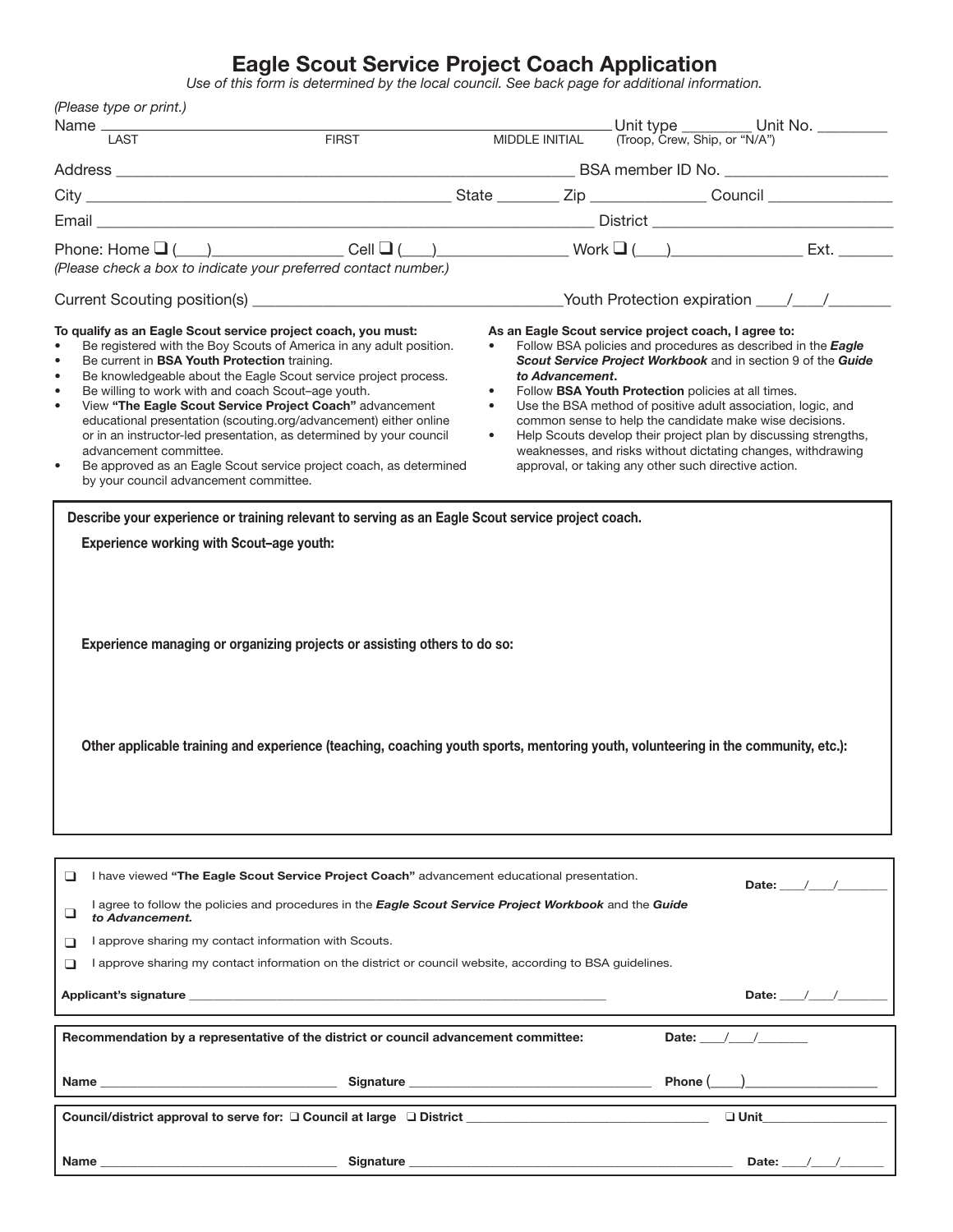# Eagle Scout Service Project Coach Application

*Use of this form is determined by the local council. See back page for additional information.*

*(Please type or print.)*

Name ______________________________ LAST ______________________________ FIRST ______________ MIDDLE INITIAL Unit type ________ (Troop, Crew, Ship, or "N/A") Unit No. ________

Address ______________________________ BSA member ID No. ____________________

City ______________________________ State ________ Zip ______________ Council ________________

Email ______________________________ District ______________________________

Phone: Home ❑ (___)________________ Cell ❑ (___)________________ Work ❑ (___)________________ Ext. _______

*(Please check a box to indicate your preferred contact number.)*

Current Scouting position(s) ______________________________ Youth Protection expiration ____/____/________

**To qualify as an Eagle Scout service project coach, you must:**

- Be registered with the Boy Scouts of America in any adult position.
- Be current in **BSA Youth Protection** training.
- Be knowledgeable about the Eagle Scout service project process.
- Be willing to work with and coach Scout–age youth.
- View **"The Eagle Scout Service Project Coach"** advancement educational presentation (scouting.org/advancement) either online or in an instructor-led presentation, as determined by your council advancement committee.
- Be approved as an Eagle Scout service project coach, as determined by your council advancement committee.

**As an Eagle Scout service project coach, I agree to:**

- Follow BSA policies and procedures as described in the ***Eagle Scout Service Project Workbook*** and in section 9 of the ***Guide to Advancement***.
- Follow **BSA Youth Protection** policies at all times.
- Use the BSA method of positive adult association, logic, and common sense to help the candidate make wise decisions.
- Help Scouts develop their project plan by discussing strengths, weaknesses, and risks without dictating changes, withdrawing approval, or taking any other such directive action.

**Describe your experience or training relevant to serving as an Eagle Scout service project coach.**

**Experience working with Scout–age youth:**

**Experience managing or organizing projects or assisting others to do so:**

**Other applicable training and experience (teaching, coaching youth sports, mentoring youth, volunteering in the community, etc.):**

❑ I have viewed **"The Eagle Scout Service Project Coach"** advancement educational presentation. **Date:** ____/____/________

❑ I agree to follow the policies and procedures in the ***Eagle Scout Service Project Workbook*** and the ***Guide to Advancement.***

❑ I approve sharing my contact information with Scouts.

❑ I approve sharing my contact information on the district or council website, according to BSA guidelines.

**Applicant's signature** ______________________________ **Date:** ____/____/________

**Recommendation by a representative of the district or council advancement committee:** **Date:** ____/____/________

**Name** ______________________ **Signature** ______________________ **Phone** (____)________________

**Council/district approval to serve for:** ❑ **Council at large** ❑ **District** ______________________ ❑ **Unit**________________

**Name** ______________________ **Signature** ______________________ **Date:** ____/____/________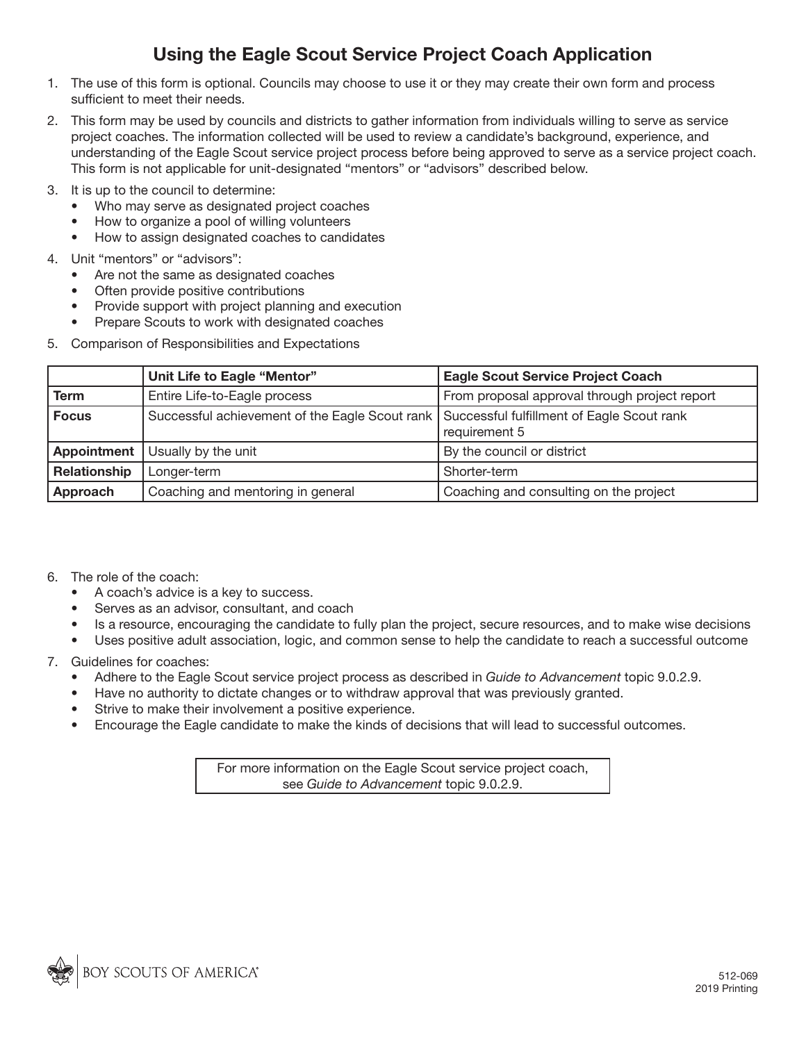# Using the Eagle Scout Service Project Coach Application

1. The use of this form is optional. Councils may choose to use it or they may create their own form and process sufficient to meet their needs.
2. This form may be used by councils and districts to gather information from individuals willing to serve as service project coaches. The information collected will be used to review a candidate's background, experience, and understanding of the Eagle Scout service project process before being approved to serve as a service project coach. This form is not applicable for unit-designated "mentors" or "advisors" described below.
3. It is up to the council to determine:
   - Who may serve as designated project coaches
   - How to organize a pool of willing volunteers
   - How to assign designated coaches to candidates
4. Unit "mentors" or "advisors":
   - Are not the same as designated coaches
   - Often provide positive contributions
   - Provide support with project planning and execution
   - Prepare Scouts to work with designated coaches
5. Comparison of Responsibilities and Expectations

| | Unit Life to Eagle "Mentor" | Eagle Scout Service Project Coach |
|---|---|---|
| **Term** | Entire Life-to-Eagle process | From proposal approval through project report |
| **Focus** | Successful achievement of the Eagle Scout rank | Successful fulfillment of Eagle Scout rank requirement 5 |
| **Appointment** | Usually by the unit | By the council or district |
| **Relationship** | Longer-term | Shorter-term |
| **Approach** | Coaching and mentoring in general | Coaching and consulting on the project |

6. The role of the coach:
   - A coach's advice is a key to success.
   - Serves as an advisor, consultant, and coach
   - Is a resource, encouraging the candidate to fully plan the project, secure resources, and to make wise decisions
   - Uses positive adult association, logic, and common sense to help the candidate to reach a successful outcome
7. Guidelines for coaches:
   - Adhere to the Eagle Scout service project process as described in *Guide to Advancement* topic 9.0.2.9.
   - Have no authority to dictate changes or to withdraw approval that was previously granted.
   - Strive to make their involvement a positive experience.
   - Encourage the Eagle candidate to make the kinds of decisions that will lead to successful outcomes.

For more information on the Eagle Scout service project coach, see *Guide to Advancement* topic 9.0.2.9.

BOY SCOUTS OF AMERICA®

512-069
2019 Printing